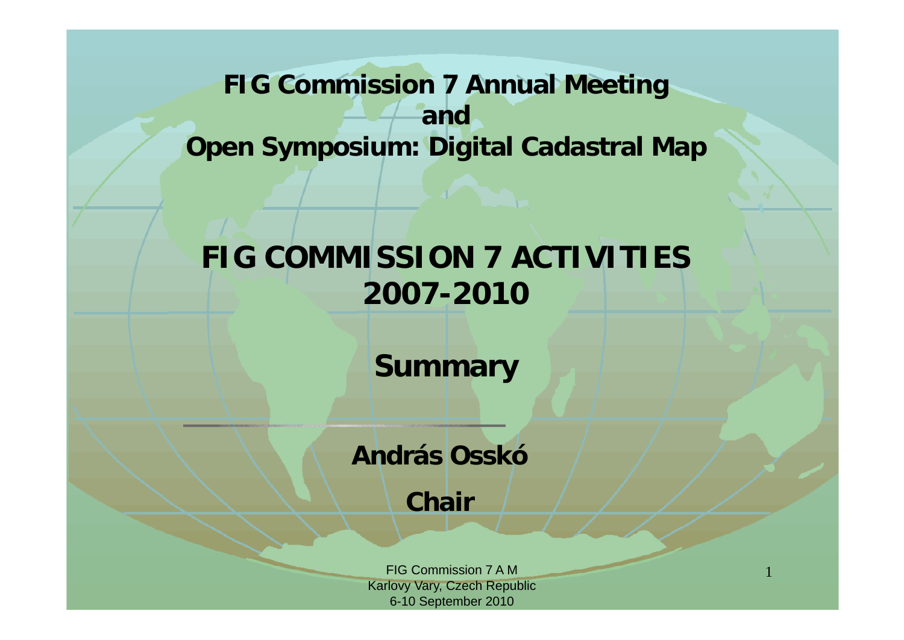**FIG Commission 7 Annual Meeting**
**and**
**Open Symposium: Digital Cadastral Map**

# FIG COMMISSION 7 ACTIVITIES 2007-2010

## Summary

---

**András Osskó**

**Chair**

FIG Commission 7 A M
Karlovy Vary, Czech Republic
6-10 September 2010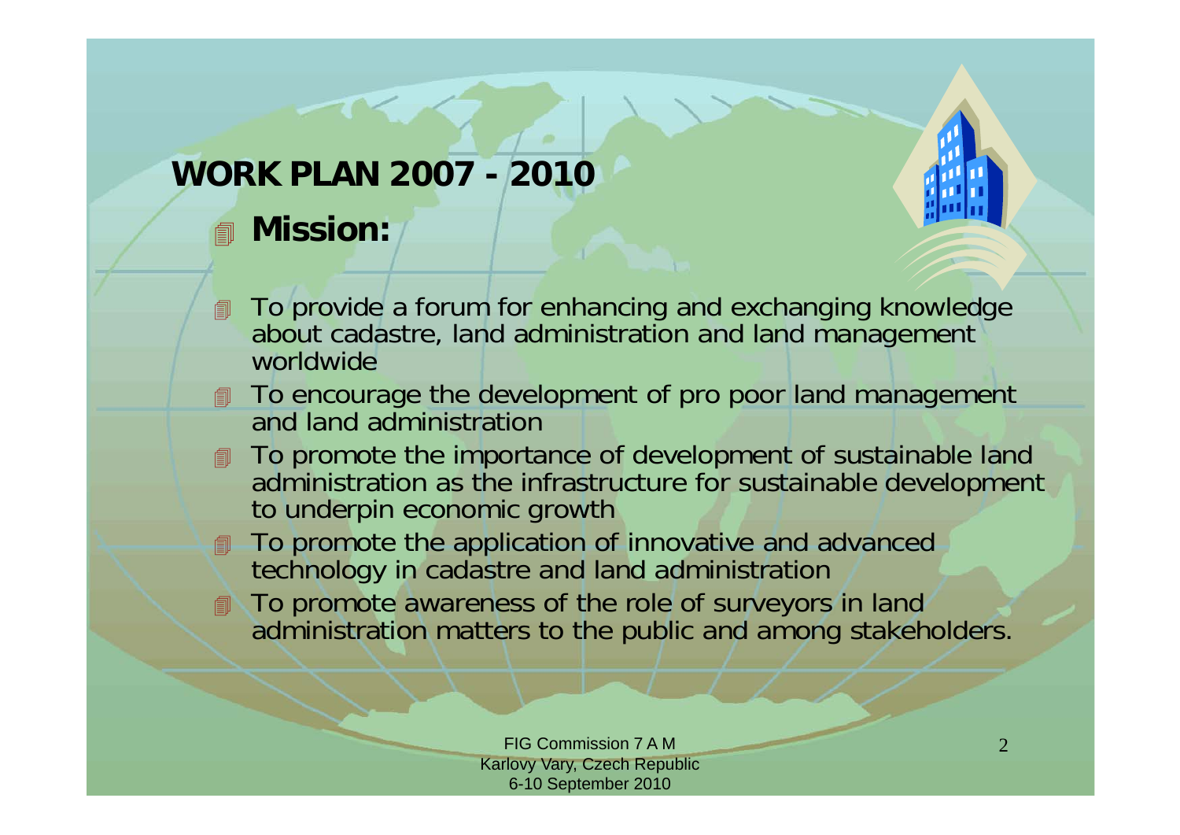# WORK PLAN 2007 - 2010

## Mission:

- To provide a forum for enhancing and exchanging knowledge about cadastre, land administration and land management worldwide
- To encourage the development of pro poor land management and land administration
- To promote the importance of development of sustainable land administration as the infrastructure for sustainable development to underpin economic growth
- To promote the application of innovative and advanced technology in cadastre and land administration
- To promote awareness of the role of surveyors in land administration matters to the public and among stakeholders.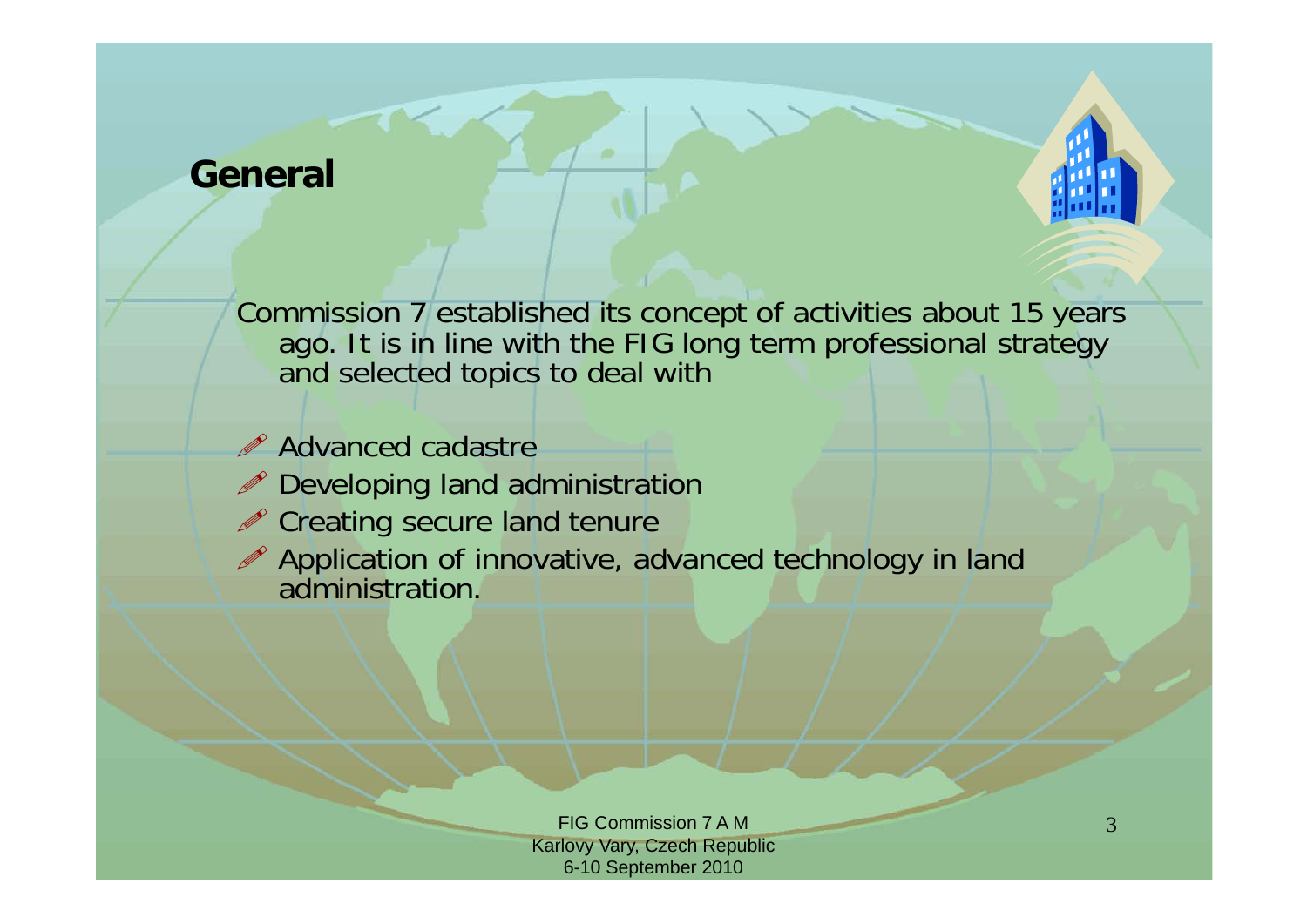## General

Commission 7 established its concept of activities about 15 years ago. It is in line with the FIG long term professional strategy and selected topics to deal with

- Advanced cadastre
- Developing land administration
- Creating secure land tenure
- Application of innovative, advanced technology in land administration.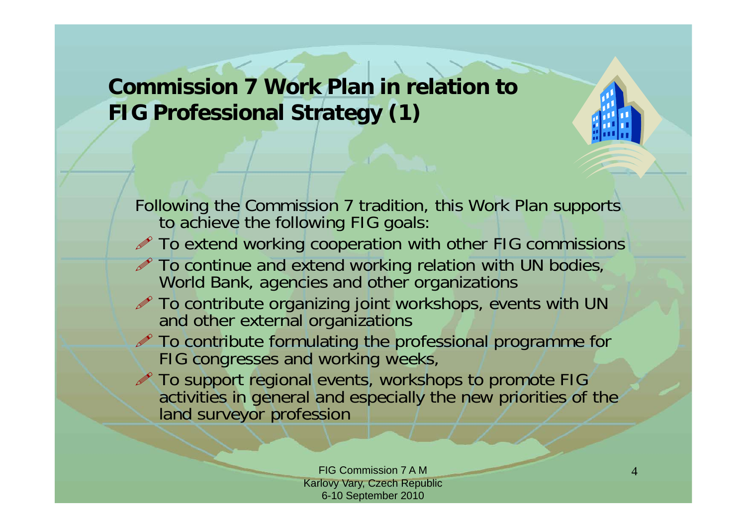## Commission 7 Work Plan in relation to FIG Professional Strategy (1)

Following the Commission 7 tradition, this Work Plan supports to achieve the following FIG goals:

- To extend working cooperation with other FIG commissions
- To continue and extend working relation with UN bodies, World Bank, agencies and other organizations
- To contribute organizing joint workshops, events with UN and other external organizations
- To contribute formulating the professional programme for FIG congresses and working weeks,
- To support regional events, workshops to promote FIG activities in general and especially the new priorities of the land surveyor profession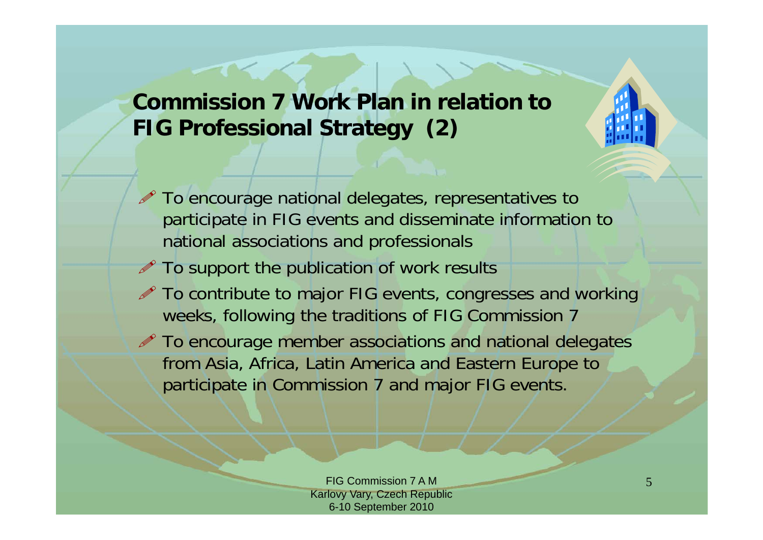# Commission 7 Work Plan in relation to FIG Professional Strategy (2)

- To encourage national delegates, representatives to participate in FIG events and disseminate information to national associations and professionals
- To support the publication of work results
- To contribute to major FIG events, congresses and working weeks, following the traditions of FIG Commission 7
- To encourage member associations and national delegates from Asia, Africa, Latin America and Eastern Europe to participate in Commission 7 and major FIG events.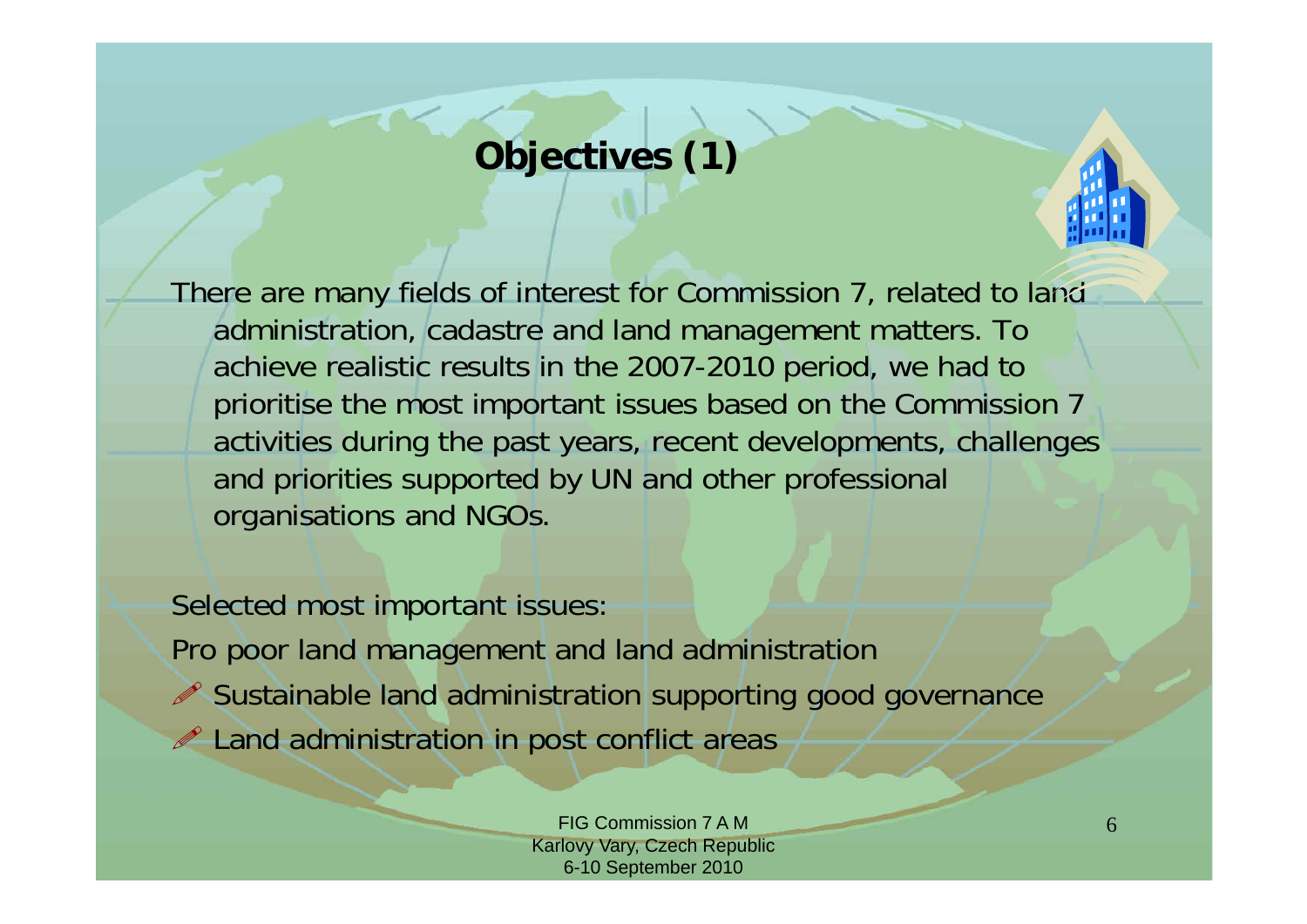# Objectives (1)

There are many fields of interest for Commission 7, related to land administration, cadastre and land management matters. To achieve realistic results in the 2007-2010 period, we had to prioritise the most important issues based on the Commission 7 activities during the past years, recent developments, challenges and priorities supported by UN and other professional organisations and NGOs.

Selected most important issues:

- Pro poor land management and land administration
- Sustainable land administration supporting good governance
- Land administration in post conflict areas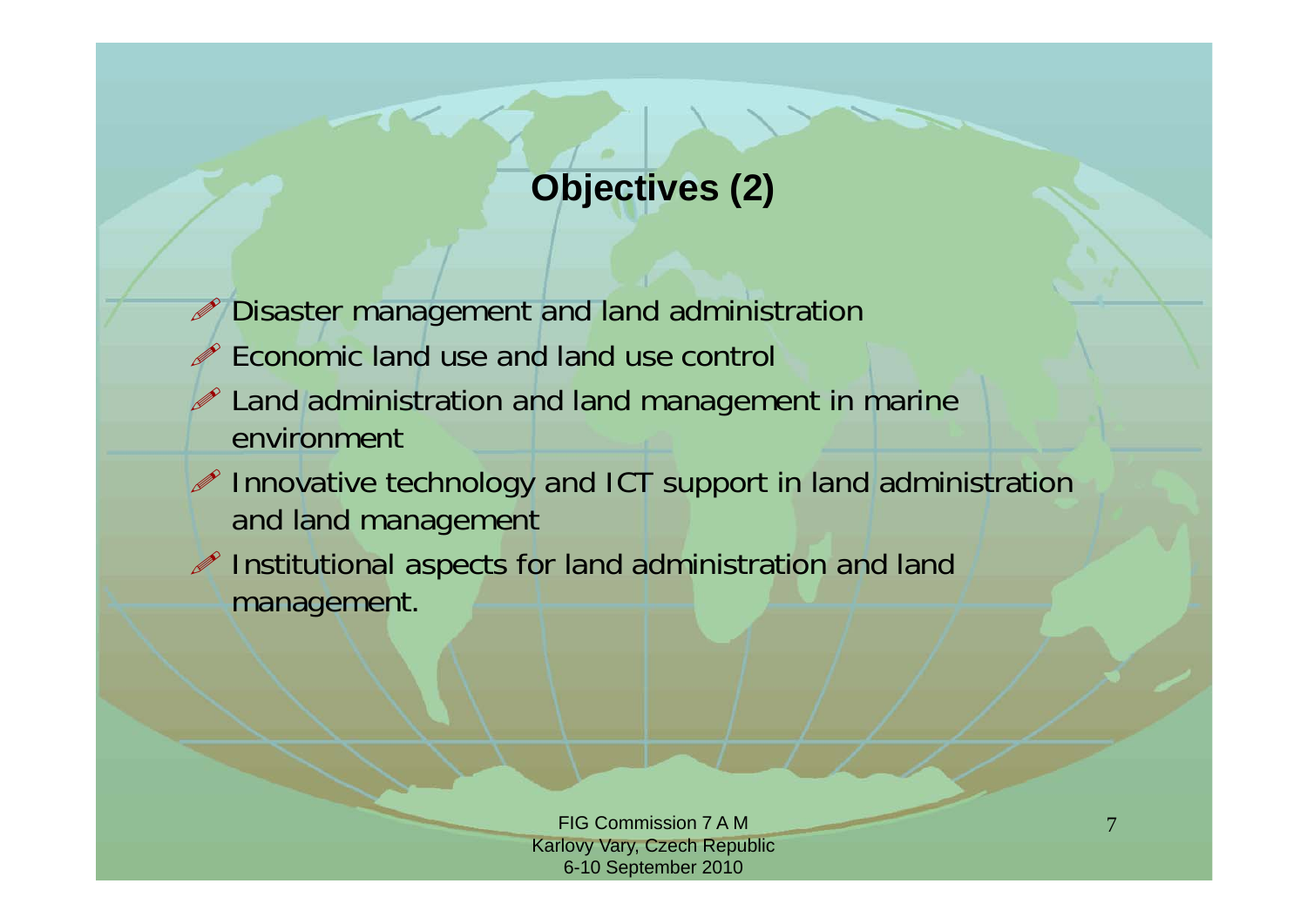# Objectives (2)

- Disaster management and land administration
- Economic land use and land use control
- Land administration and land management in marine environment
- Innovative technology and ICT support in land administration and land management
- Institutional aspects for land administration and land management.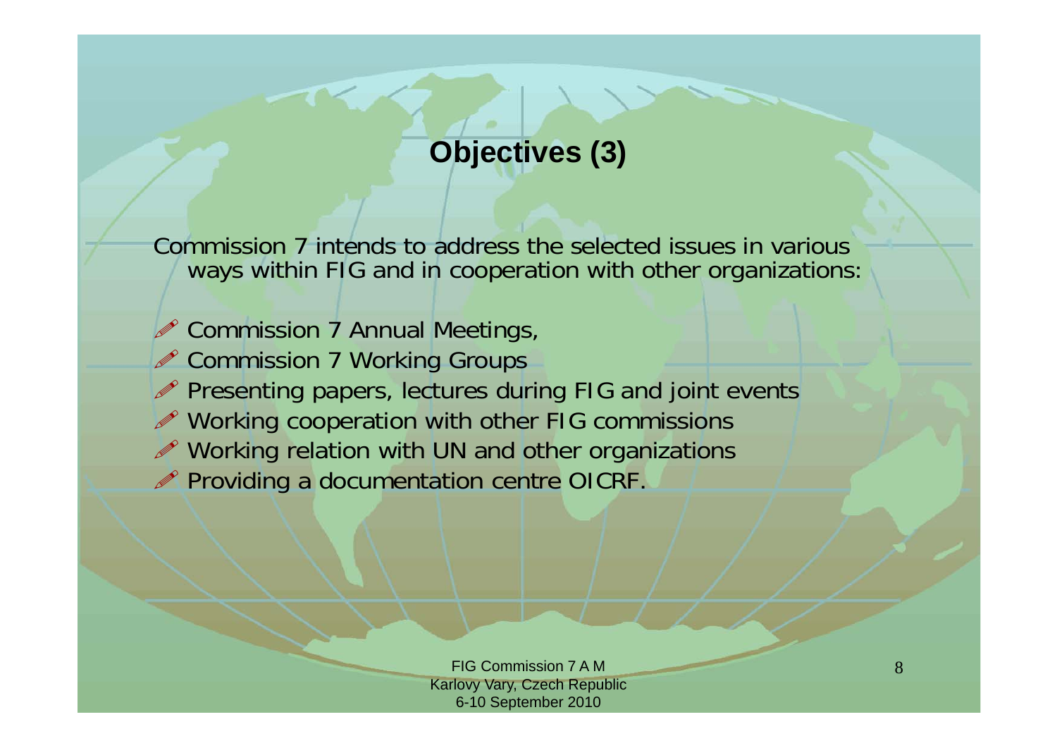# Objectives (3)

Commission 7 intends to address the selected issues in various ways within FIG and in cooperation with other organizations:

- Commission 7 Annual Meetings,
- Commission 7 Working Groups
- Presenting papers, lectures during FIG and joint events
- Working cooperation with other FIG commissions
- Working relation with UN and other organizations
- Providing a documentation centre OICRF.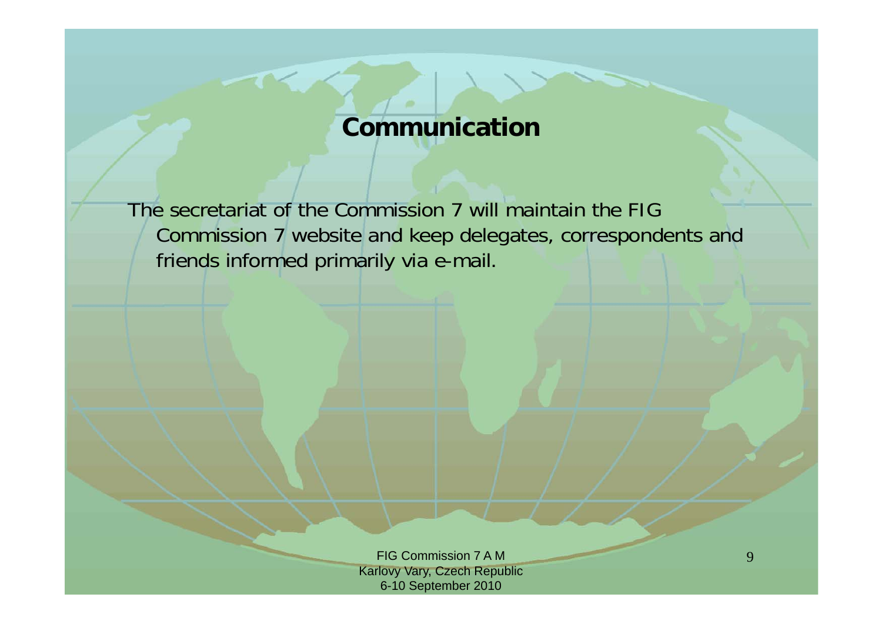# Communication

The secretariat of the Commission 7 will maintain the FIG Commission 7 website and keep delegates, correspondents and friends informed primarily via e-mail.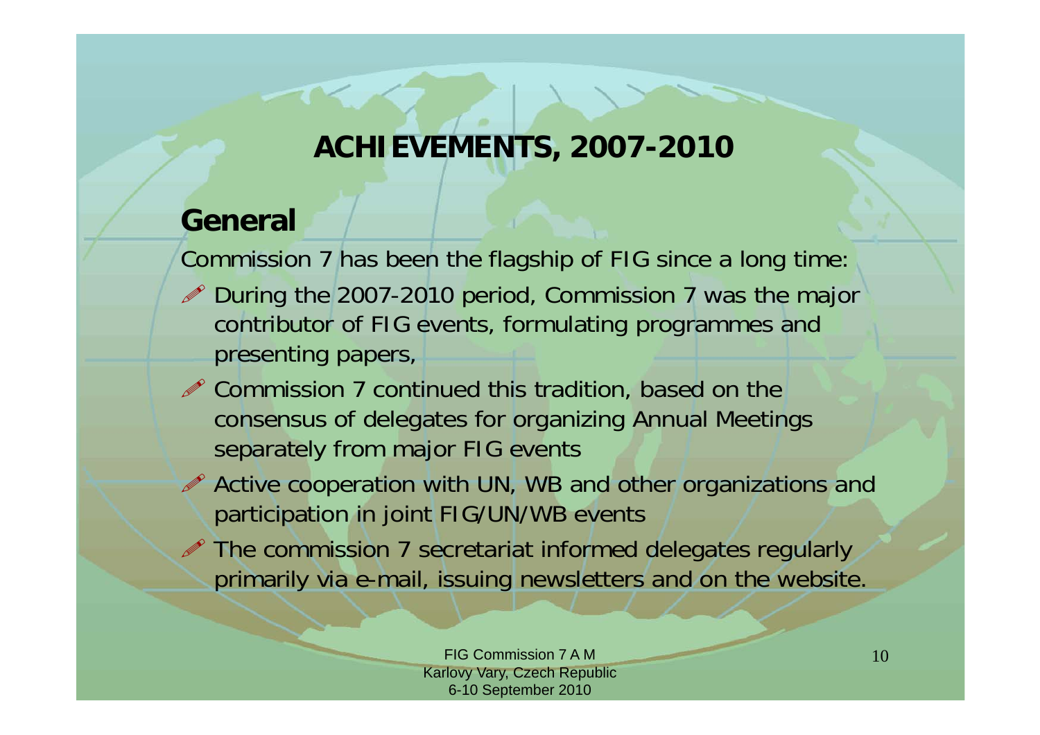# ACHIEVEMENTS, 2007-2010

## General

Commission 7 has been the flagship of FIG since a long time:

- During the 2007-2010 period, Commission 7 was the major contributor of FIG events, formulating programmes and presenting papers,
- Commission 7 continued this tradition, based on the consensus of delegates for organizing Annual Meetings separately from major FIG events
- Active cooperation with UN, WB and other organizations and participation in joint FIG/UN/WB events
- The commission 7 secretariat informed delegates regularly primarily via e-mail, issuing newsletters and on the website.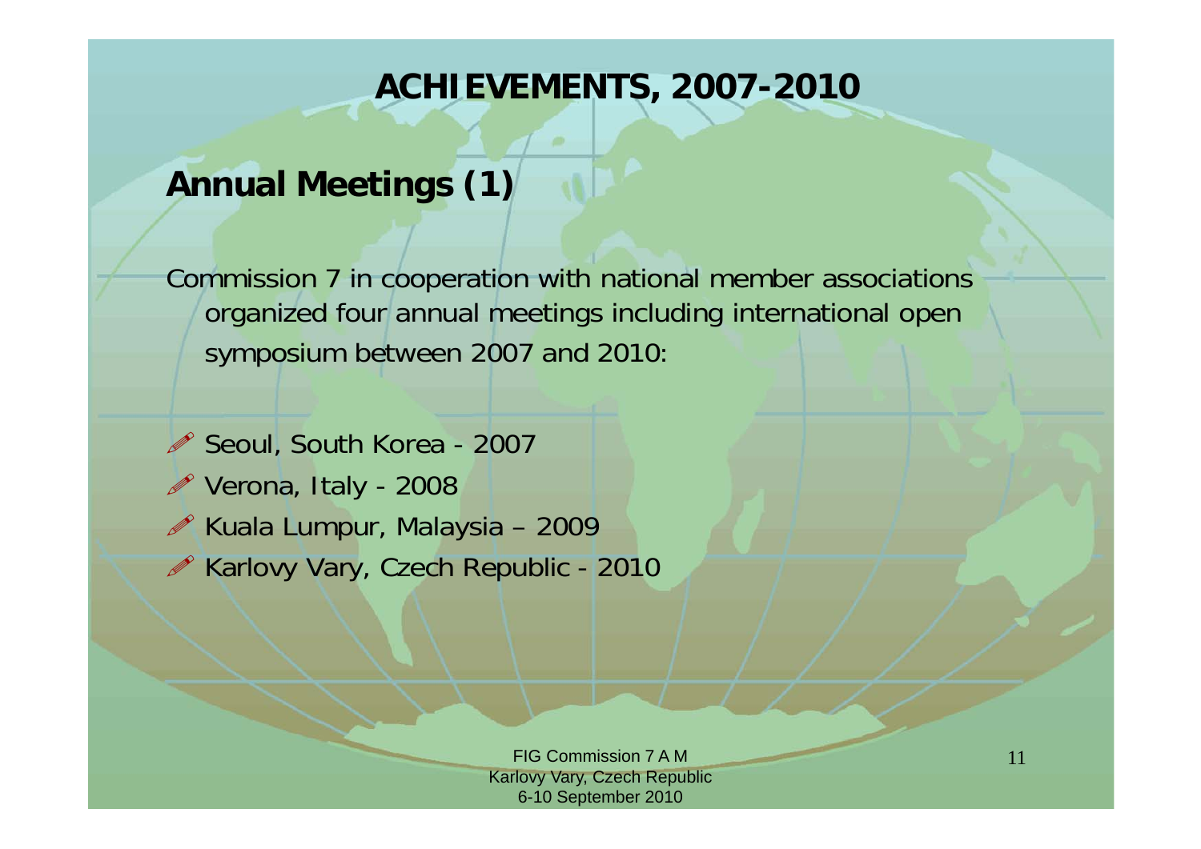# ACHIEVEMENTS, 2007-2010

## Annual Meetings (1)

Commission 7 in cooperation with national member associations organized four annual meetings including international open symposium between 2007 and 2010:

- Seoul, South Korea - 2007
- Verona, Italy - 2008
- Kuala Lumpur, Malaysia – 2009
- Karlovy Vary, Czech Republic - 2010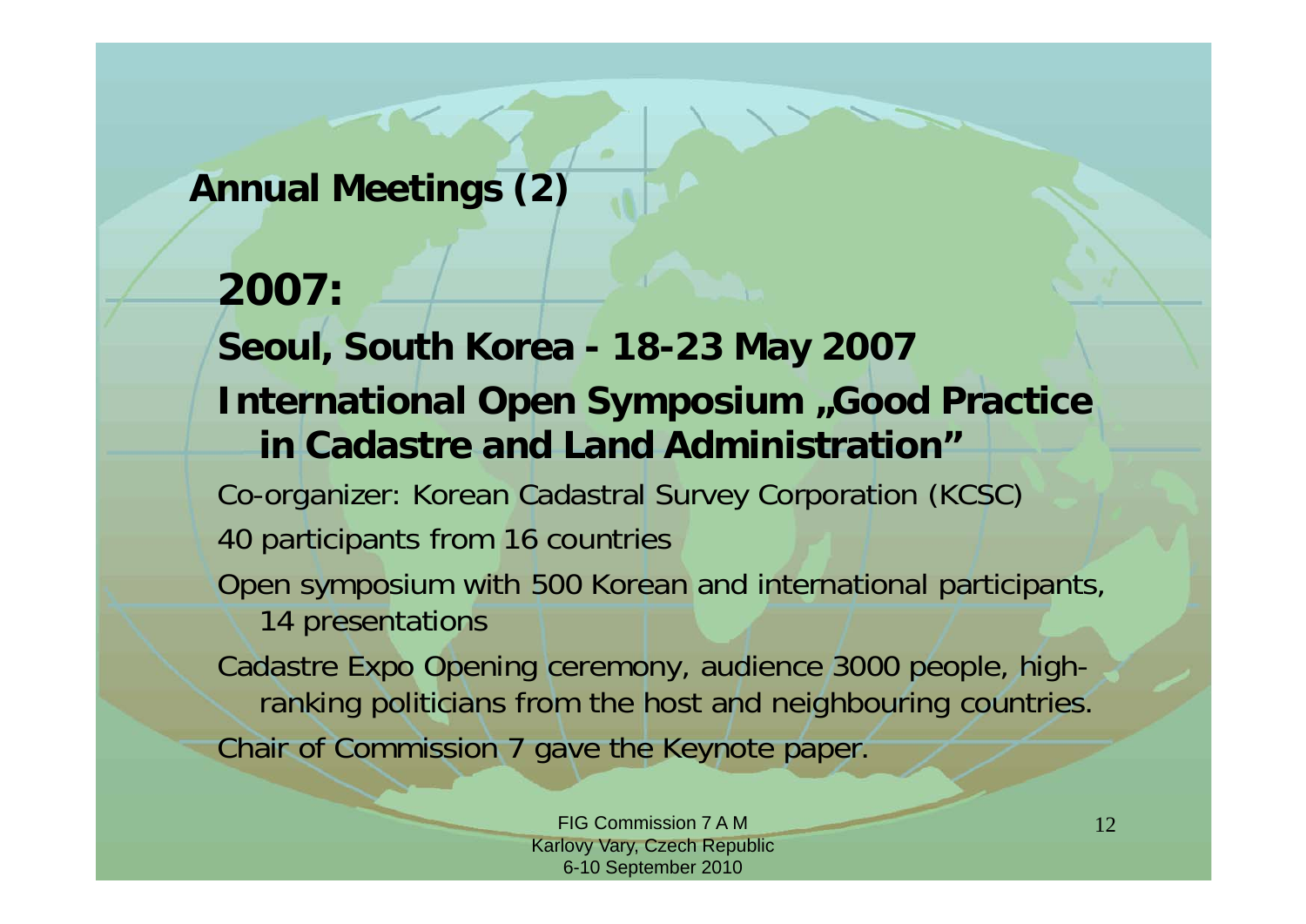## Annual Meetings (2)

### 2007:

**Seoul, South Korea - 18-23 May 2007**

**International Open Symposium „Good Practice in Cadastre and Land Administration"**

Co-organizer: Korean Cadastral Survey Corporation (KCSC)

40 participants from 16 countries

Open symposium with 500 Korean and international participants, 14 presentations

Cadastre Expo Opening ceremony, audience 3000 people, high-ranking politicians from the host and neighbouring countries.

Chair of Commission 7 gave the Keynote paper.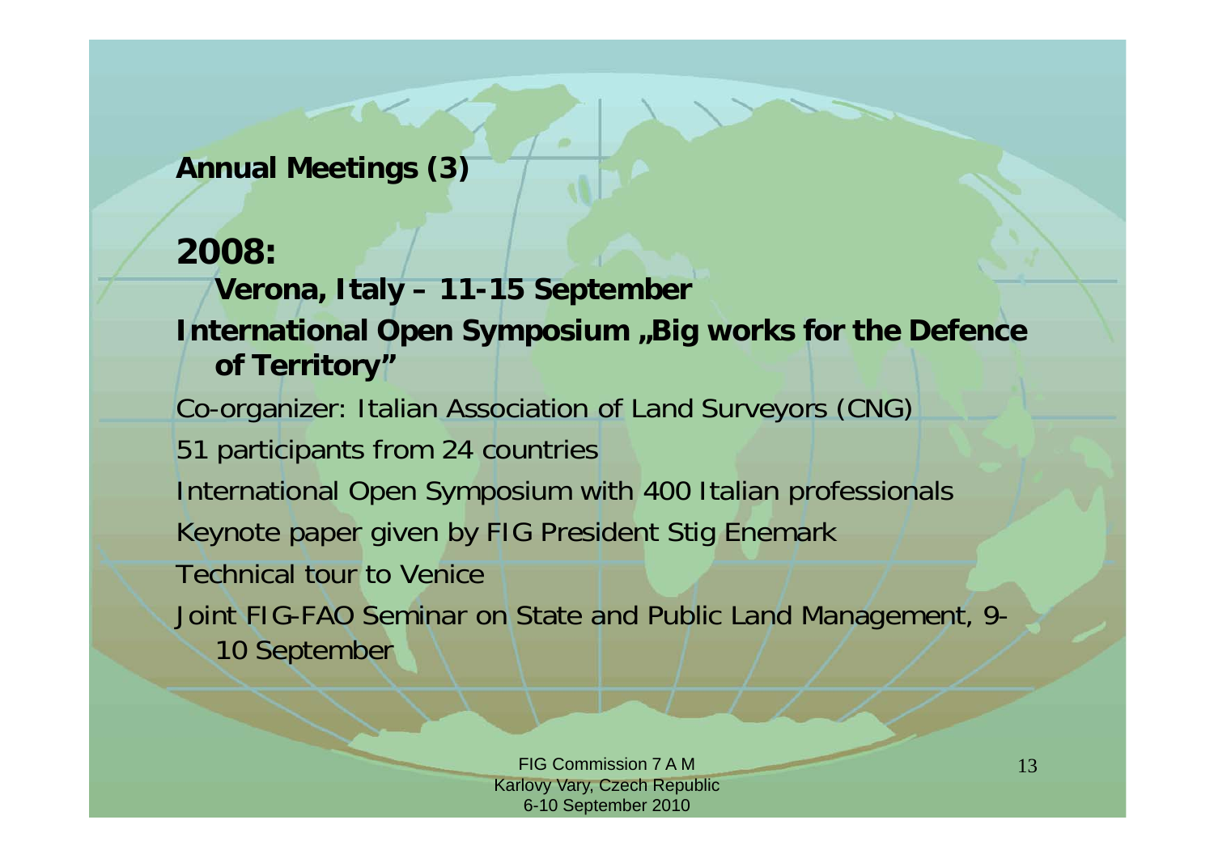## Annual Meetings (3)

### 2008:

**Verona, Italy – 11-15 September**

**International Open Symposium „Big works for the Defence of Territory"**

Co-organizer: Italian Association of Land Surveyors (CNG)

51 participants from 24 countries

International Open Symposium with 400 Italian professionals

Keynote paper given by FIG President Stig Enemark

Technical tour to Venice

Joint FIG-FAO Seminar on State and Public Land Management, 9-10 September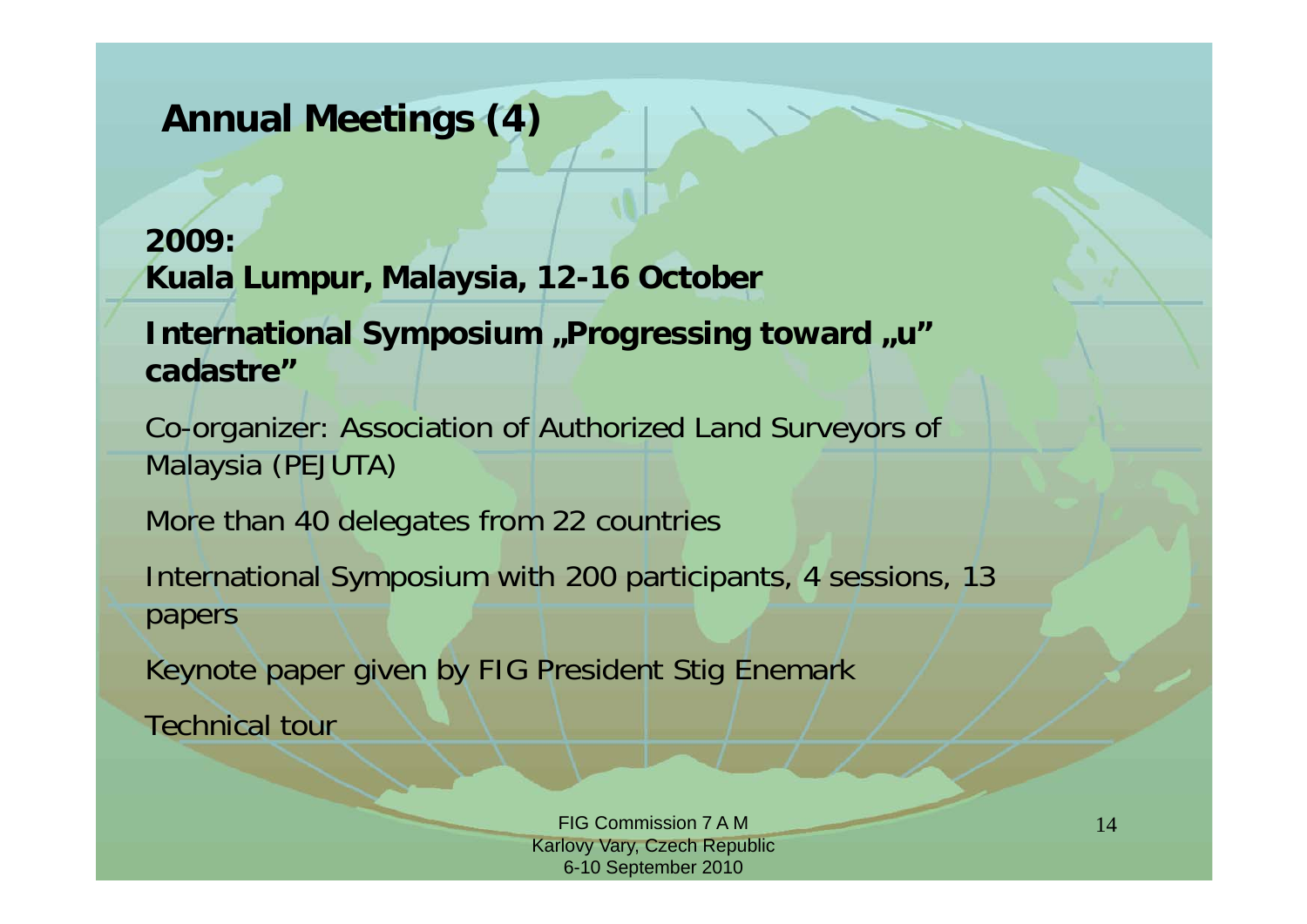## Annual Meetings (4)

**2009:**
**Kuala Lumpur, Malaysia, 12-16 October**

**International Symposium „Progressing toward „u" cadastre"**

Co-organizer: Association of Authorized Land Surveyors of Malaysia (PEJUTA)

More than 40 delegates from 22 countries

International Symposium with 200 participants, 4 sessions, 13 papers

Keynote paper given by FIG President Stig Enemark

Technical tour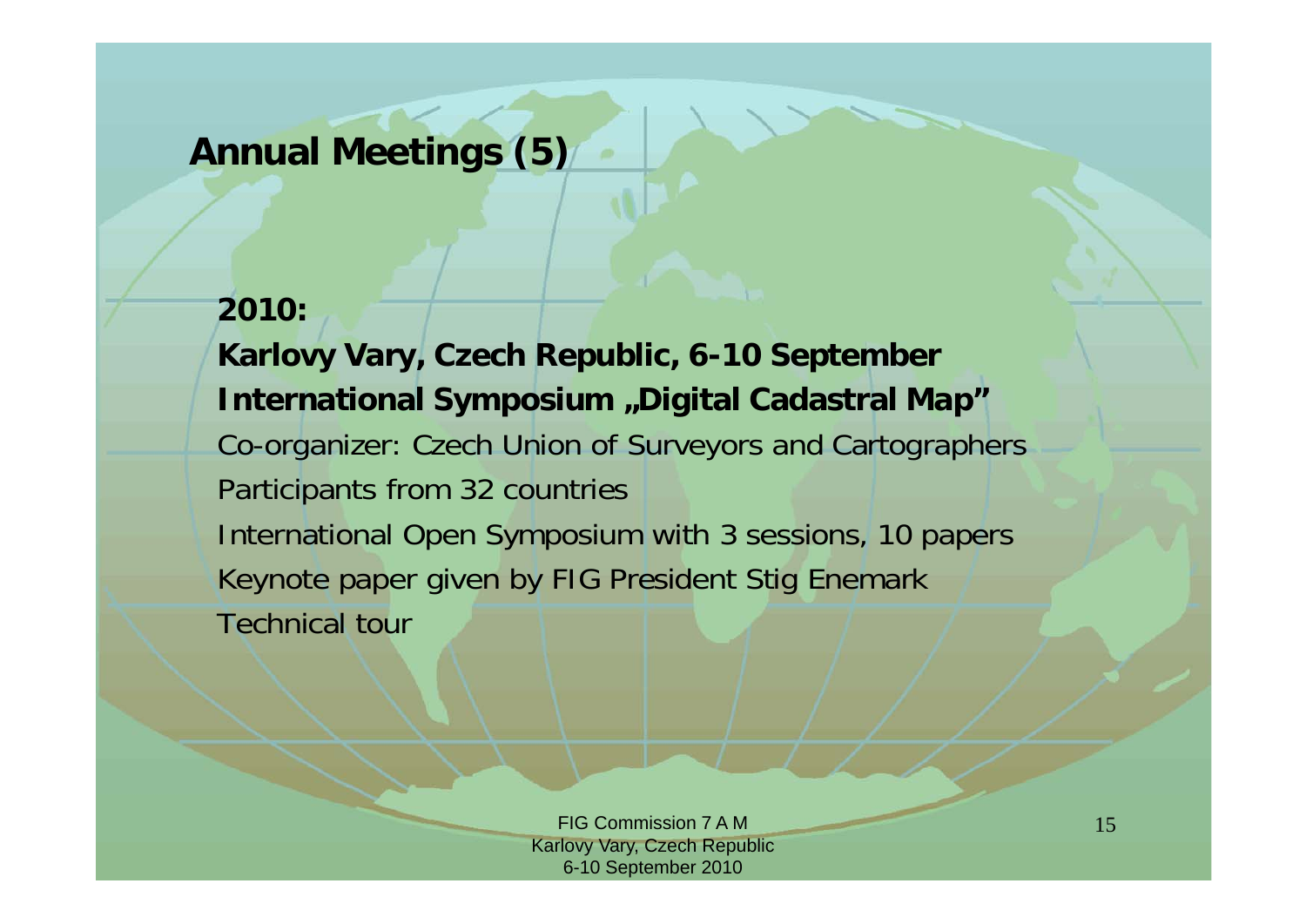# Annual Meetings (5)

**2010:**

**Karlovy Vary, Czech Republic, 6-10 September**

**International Symposium „Digital Cadastral Map"**

Co-organizer: Czech Union of Surveyors and Cartographers

Participants from 32 countries

International Open Symposium with 3 sessions, 10 papers

Keynote paper given by FIG President Stig Enemark

Technical tour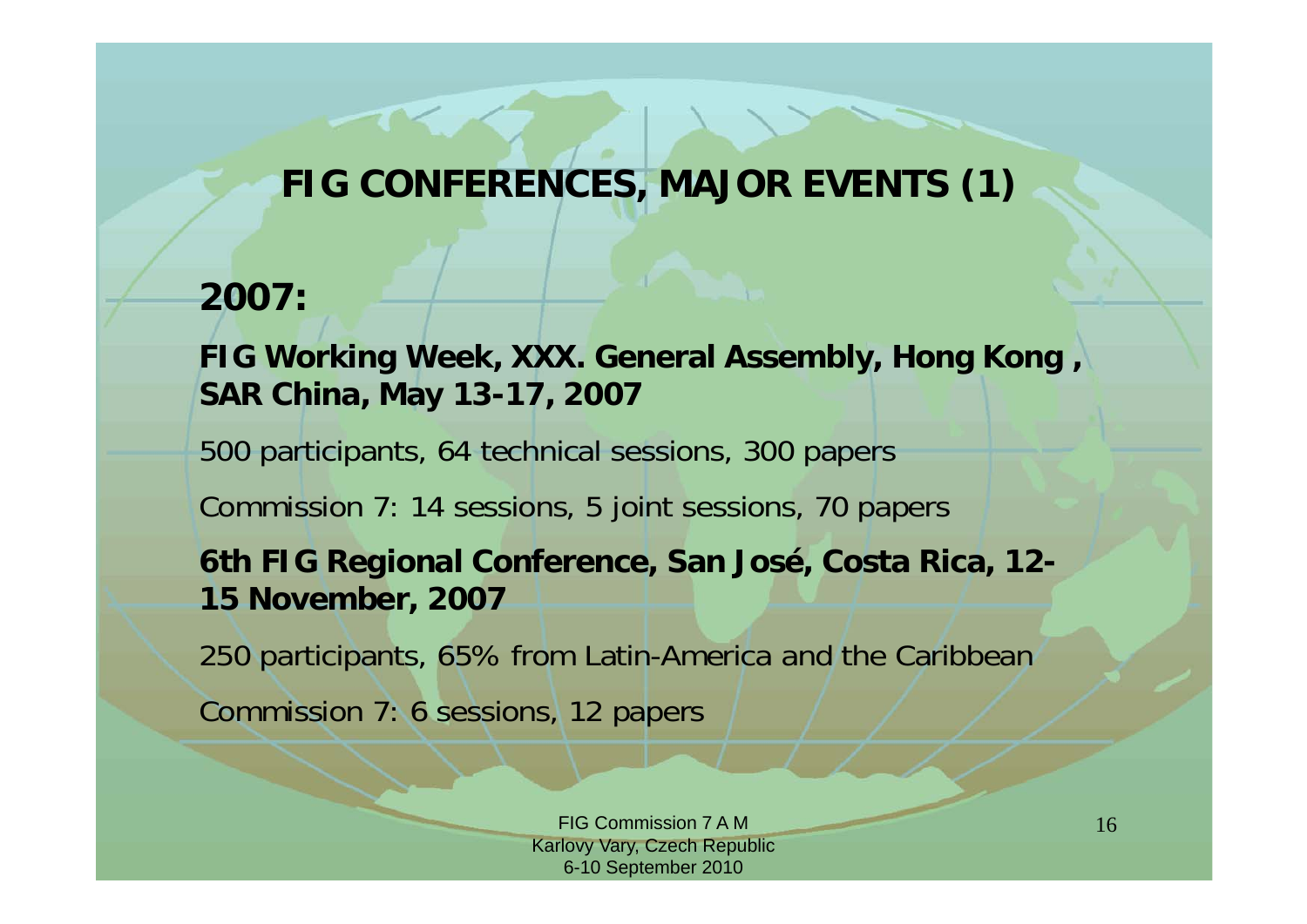# FIG CONFERENCES, MAJOR EVENTS (1)

## 2007:

**FIG Working Week, XXX. General Assembly, Hong Kong , SAR China, May 13-17, 2007**

500 participants, 64 technical sessions, 300 papers

Commission 7: 14 sessions, 5 joint sessions, 70 papers

**6th FIG Regional Conference, San José, Costa Rica, 12-15 November, 2007**

250 participants, 65% from Latin-America and the Caribbean

Commission 7: 6 sessions, 12 papers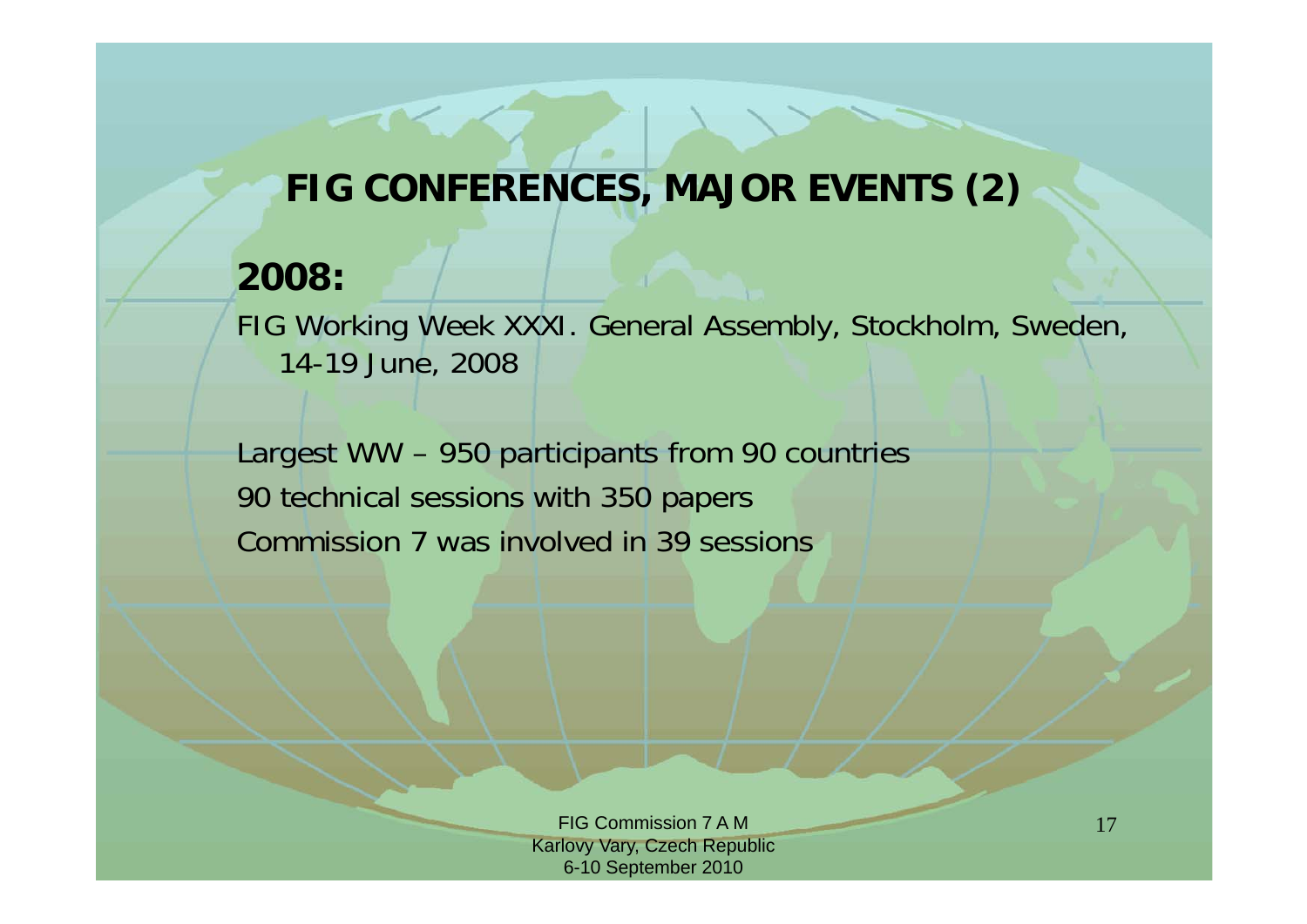# FIG CONFERENCES, MAJOR EVENTS (2)

**2008:**

FIG Working Week XXXI. General Assembly, Stockholm, Sweden, 14-19 June, 2008

Largest WW – 950 participants from 90 countries

90 technical sessions with 350 papers

Commission 7 was involved in 39 sessions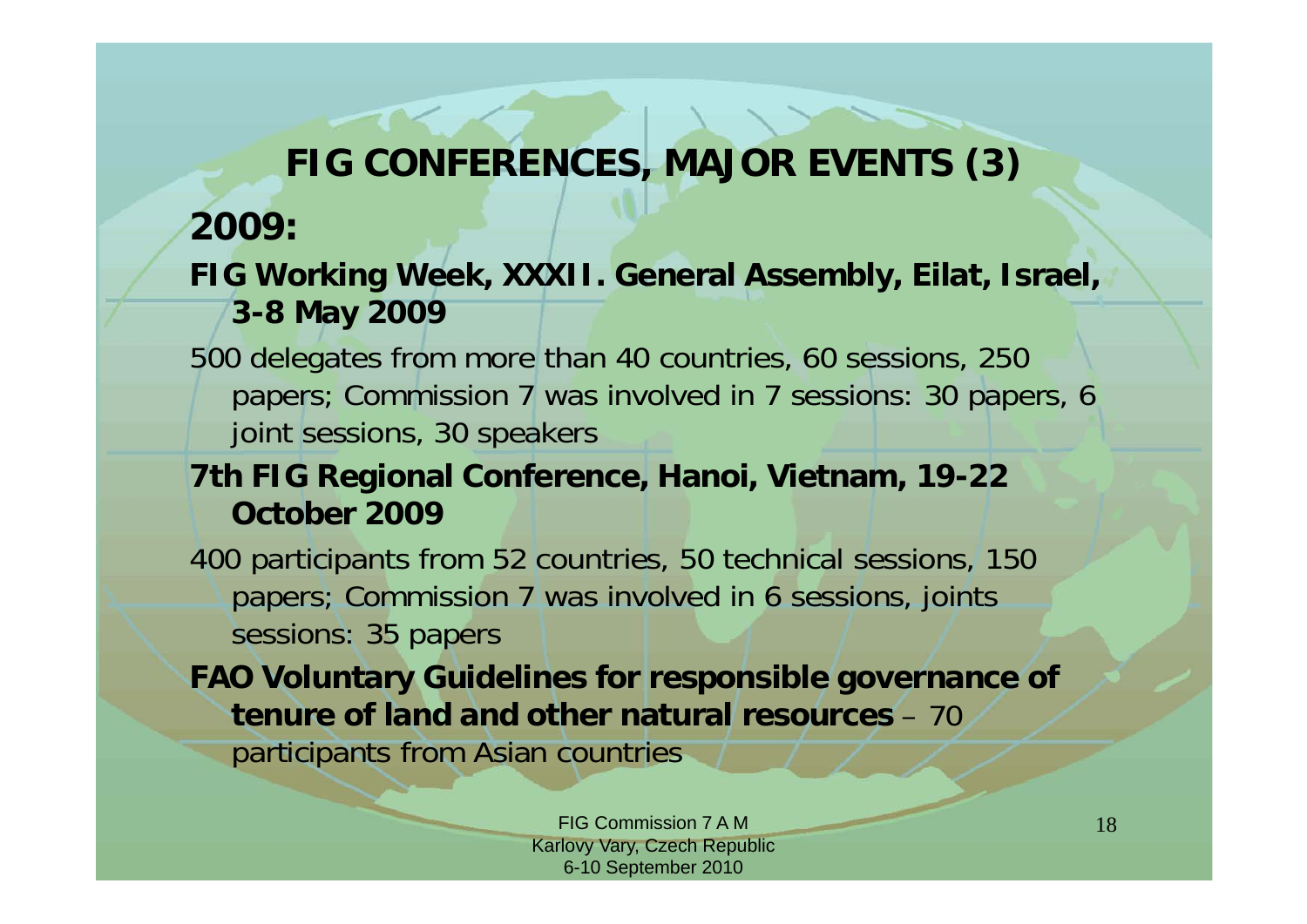# FIG CONFERENCES, MAJOR EVENTS (3)

## 2009:

**FIG Working Week, XXXII. General Assembly, Eilat, Israel, 3-8 May 2009**

500 delegates from more than 40 countries, 60 sessions, 250 papers; Commission 7 was involved in 7 sessions: 30 papers, 6 joint sessions, 30 speakers

**7th FIG Regional Conference, Hanoi, Vietnam, 19-22 October 2009**

400 participants from 52 countries, 50 technical sessions, 150 papers; Commission 7 was involved in 6 sessions, joints sessions: 35 papers

**FAO Voluntary Guidelines for responsible governance of tenure of land and other natural resources** – 70 participants from Asian countries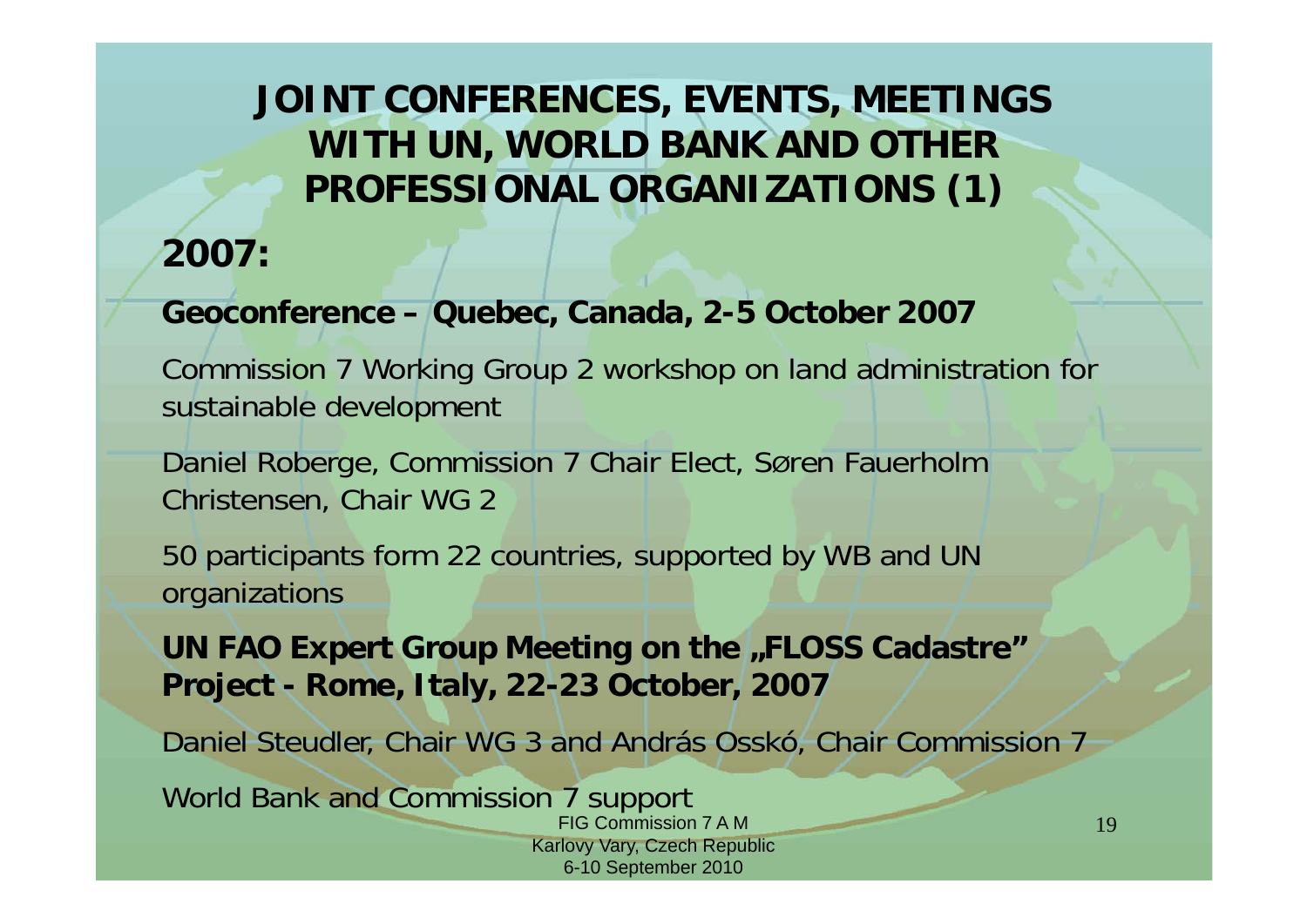# JOINT CONFERENCES, EVENTS, MEETINGS WITH UN, WORLD BANK AND OTHER PROFESSIONAL ORGANIZATIONS (1)

## 2007:

**Geoconference – Quebec, Canada, 2-5 October 2007**

Commission 7 Working Group 2 workshop on land administration for sustainable development

Daniel Roberge, Commission 7 Chair Elect, Søren Fauerholm Christensen, Chair WG 2

50 participants form 22 countries, supported by WB and UN organizations

**UN FAO Expert Group Meeting on the „FLOSS Cadastre" Project - Rome, Italy, 22-23 October, 2007**

Daniel Steudler, Chair WG 3 and András Osskó, Chair Commission 7

World Bank and Commission 7 support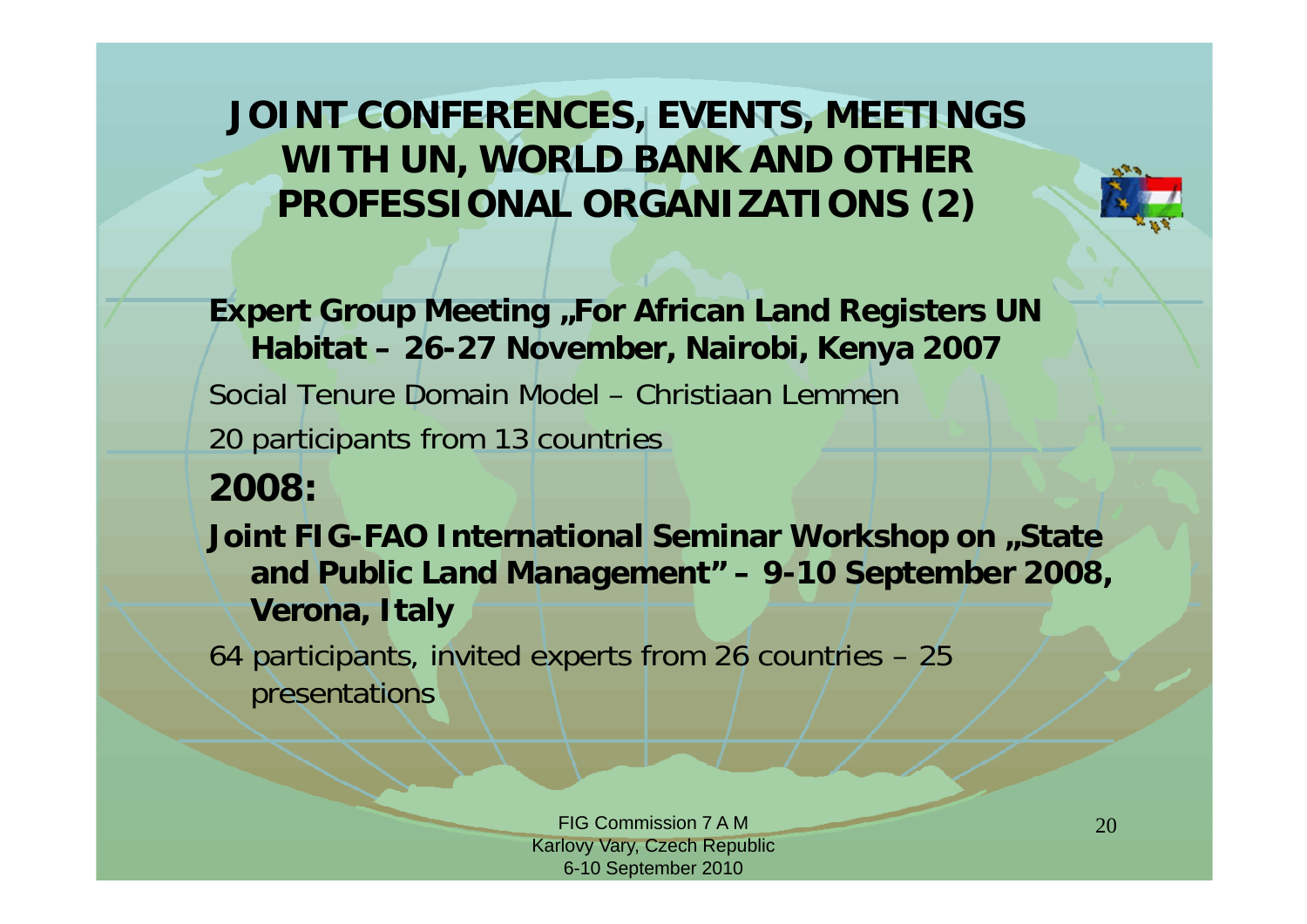# JOINT CONFERENCES, EVENTS, MEETINGS WITH UN, WORLD BANK AND OTHER PROFESSIONAL ORGANIZATIONS (2)

**Expert Group Meeting „For African Land Registers UN Habitat – 26-27 November, Nairobi, Kenya 2007**

Social Tenure Domain Model – Christiaan Lemmen

20 participants from 13 countries

## 2008:

**Joint FIG-FAO International Seminar Workshop on „State and Public Land Management" – 9-10 September 2008, Verona, Italy**

64 participants, invited experts from 26 countries – 25 presentations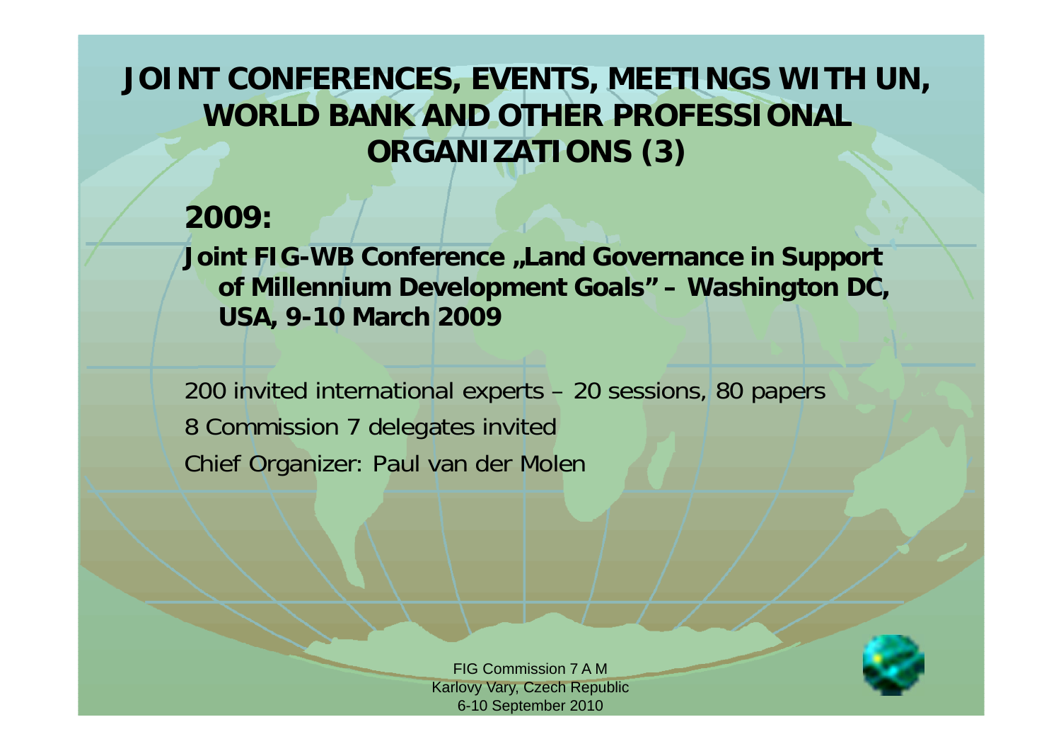# JOINT CONFERENCES, EVENTS, MEETINGS WITH UN, WORLD BANK AND OTHER PROFESSIONAL ORGANIZATIONS (3)

## 2009:

**Joint FIG-WB Conference „Land Governance in Support of Millennium Development Goals" – Washington DC, USA, 9-10 March 2009**

200 invited international experts – 20 sessions, 80 papers

8 Commission 7 delegates invited

Chief Organizer: Paul van der Molen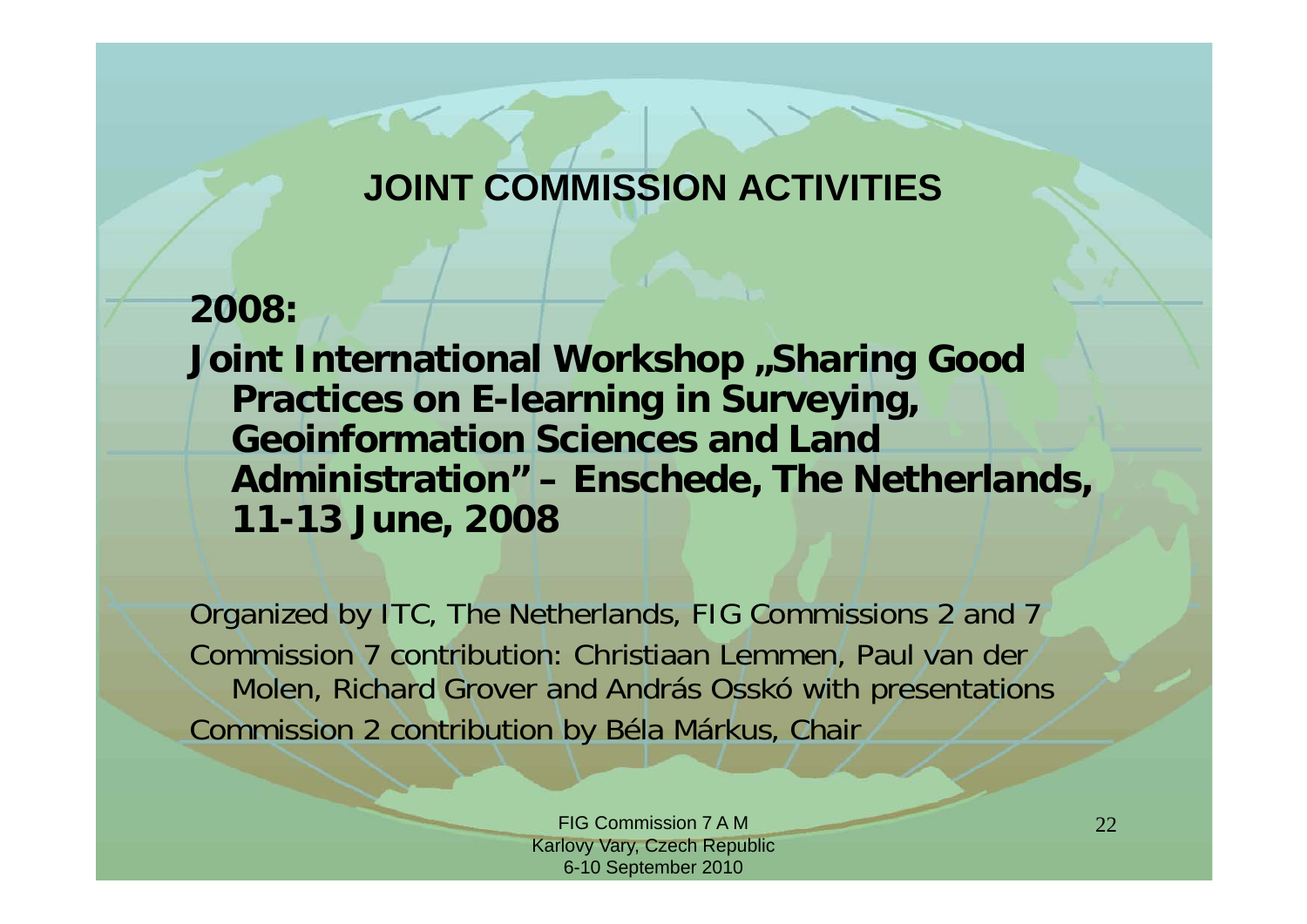# JOINT COMMISSION ACTIVITIES

**2008:**

**Joint International Workshop „Sharing Good Practices on E-learning in Surveying, Geoinformation Sciences and Land Administration" – Enschede, The Netherlands, 11-13 June, 2008**

Organized by ITC, The Netherlands, FIG Commissions 2 and 7

Commission 7 contribution: Christiaan Lemmen, Paul van der Molen, Richard Grover and András Osskó with presentations

Commission 2 contribution by Béla Márkus, Chair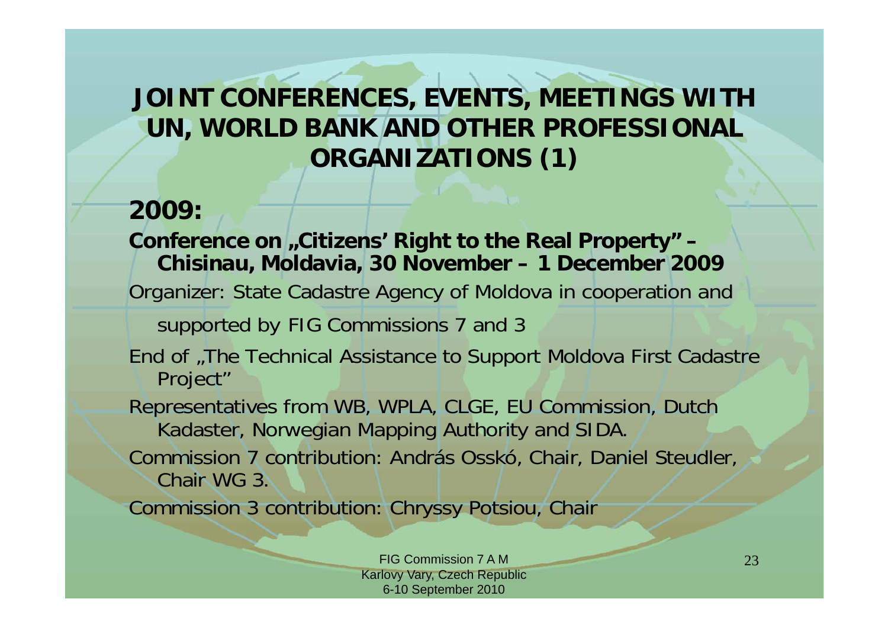# JOINT CONFERENCES, EVENTS, MEETINGS WITH UN, WORLD BANK AND OTHER PROFESSIONAL ORGANIZATIONS (1)

## 2009:

**Conference on „Citizens' Right to the Real Property" – Chisinau, Moldavia, 30 November – 1 December 2009**

Organizer: State Cadastre Agency of Moldova in cooperation and supported by FIG Commissions 7 and 3

End of „The Technical Assistance to Support Moldova First Cadastre Project"

Representatives from WB, WPLA, CLGE, EU Commission, Dutch Kadaster, Norwegian Mapping Authority and SIDA.

Commission 7 contribution: András Osskó, Chair, Daniel Steudler, Chair WG 3.

Commission 3 contribution: Chryssy Potsiou, Chair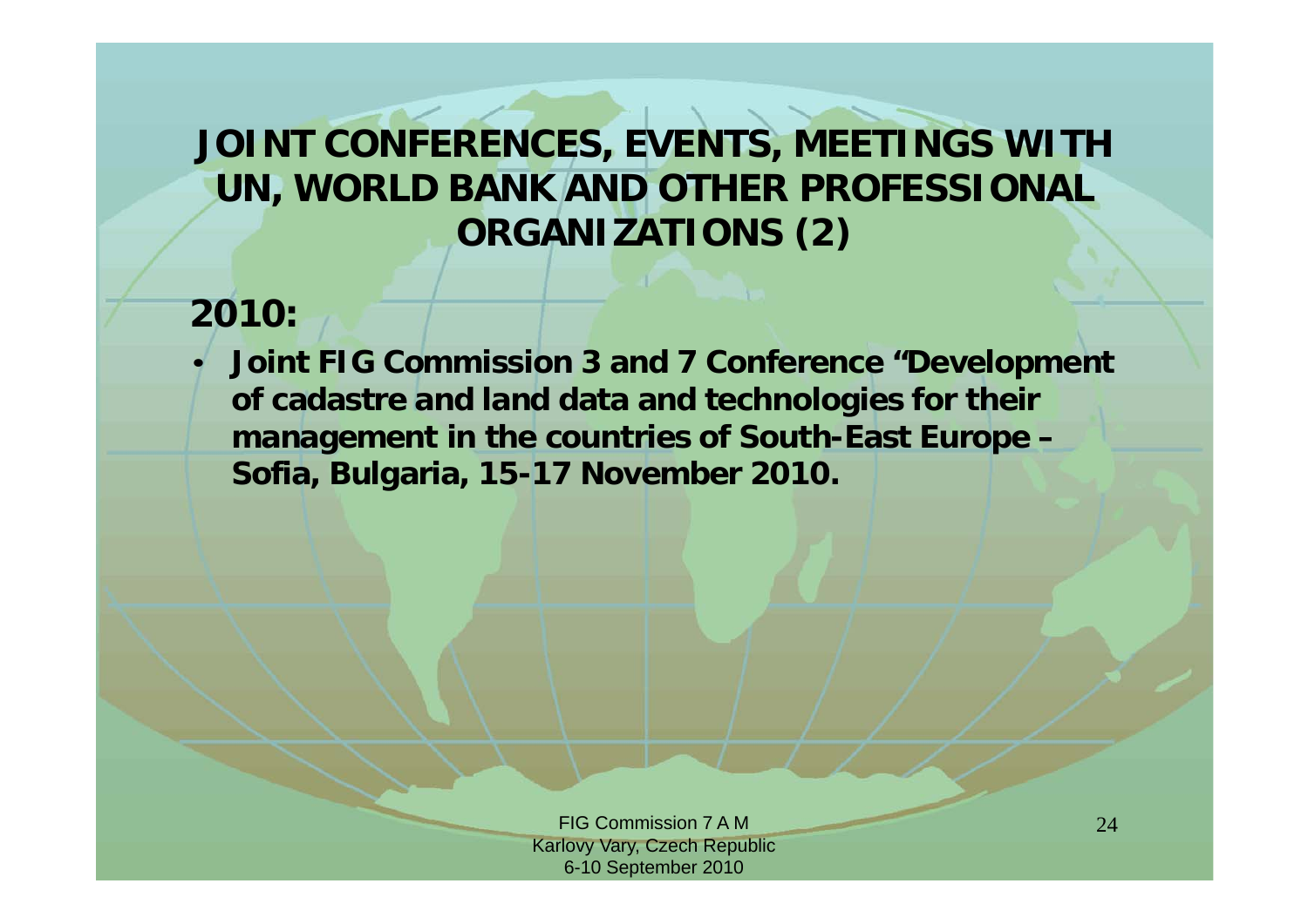# JOINT CONFERENCES, EVENTS, MEETINGS WITH UN, WORLD BANK AND OTHER PROFESSIONAL ORGANIZATIONS (2)

**2010:**

- **Joint FIG Commission 3 and 7 Conference "Development of cadastre and land data and technologies for their management in the countries of South-East Europe – Sofia, Bulgaria, 15-17 November 2010.**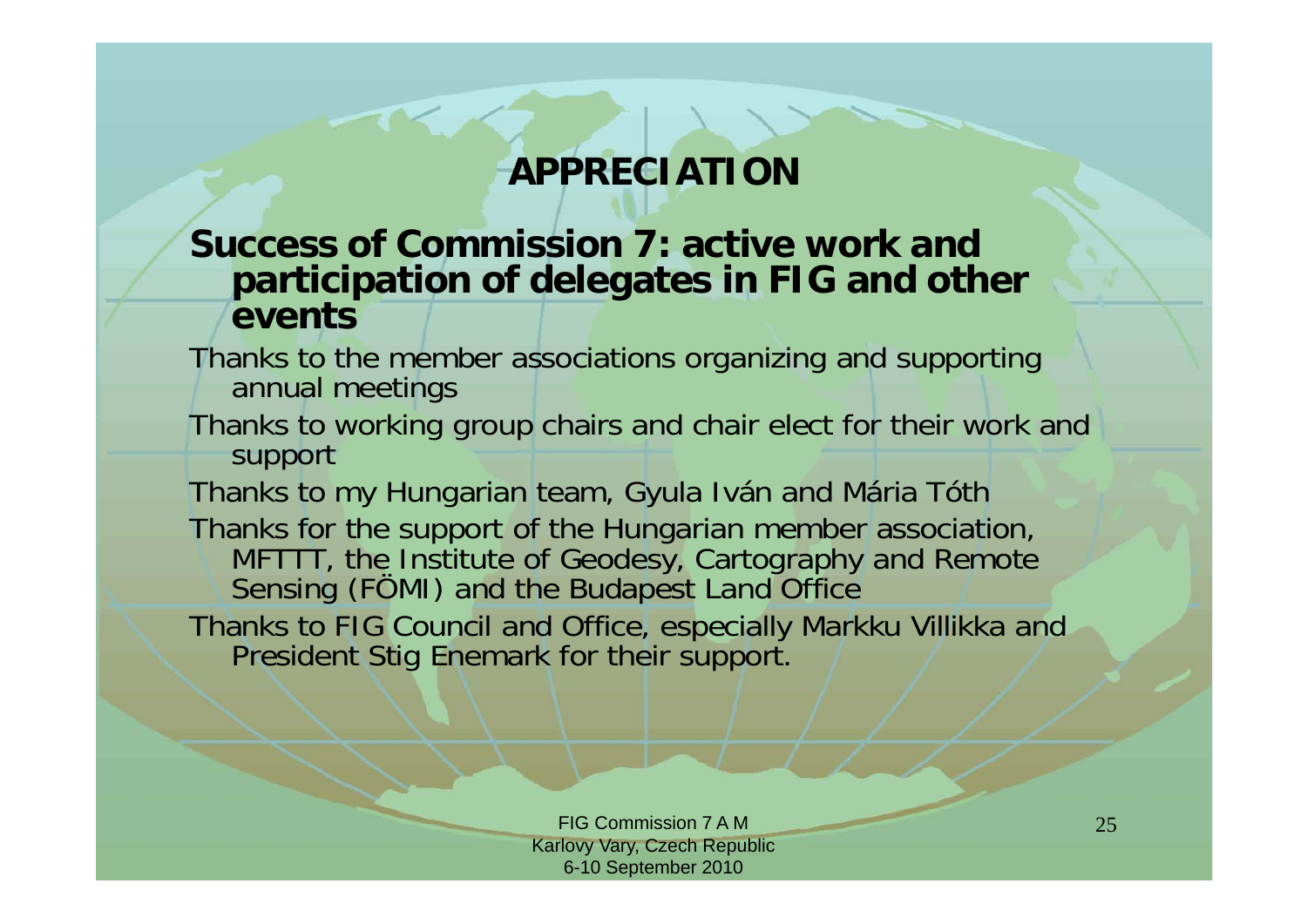# APPRECIATION

**Success of Commission 7: active work and participation of delegates in FIG and other events**

Thanks to the member associations organizing and supporting annual meetings

Thanks to working group chairs and chair elect for their work and support

Thanks to my Hungarian team, Gyula Iván and Mária Tóth

Thanks for the support of the Hungarian member association, MFTTT, the Institute of Geodesy, Cartography and Remote Sensing (FÖMI) and the Budapest Land Office

Thanks to FIG Council and Office, especially Markku Villikka and President Stig Enemark for their support.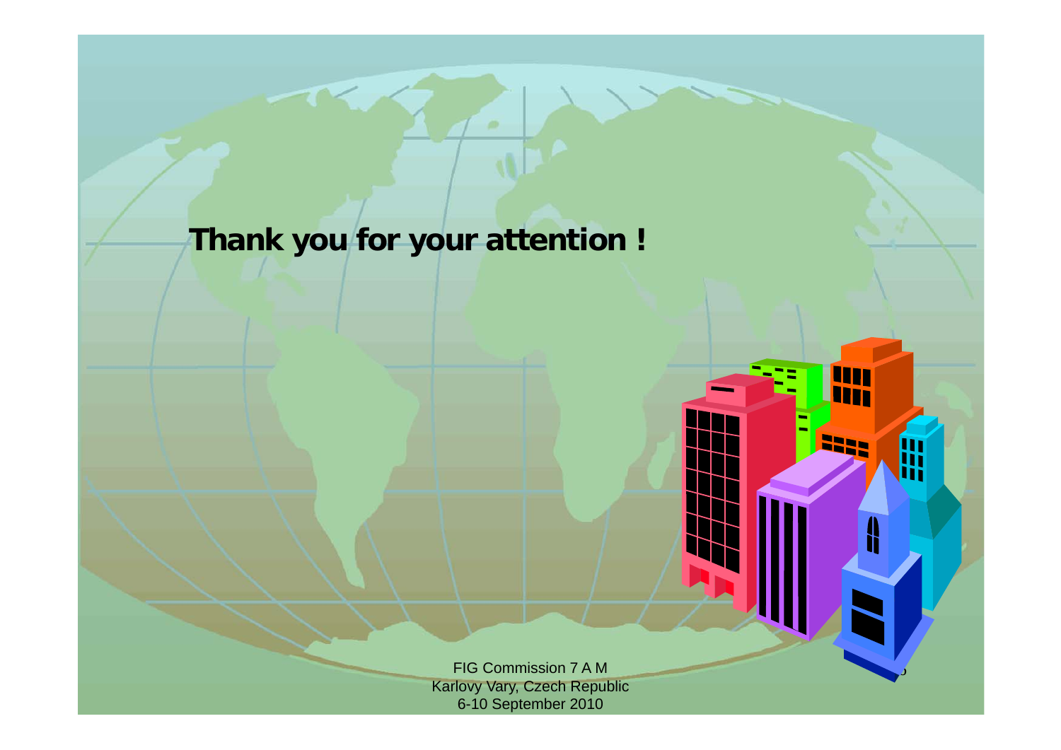**Thank you for your attention !**